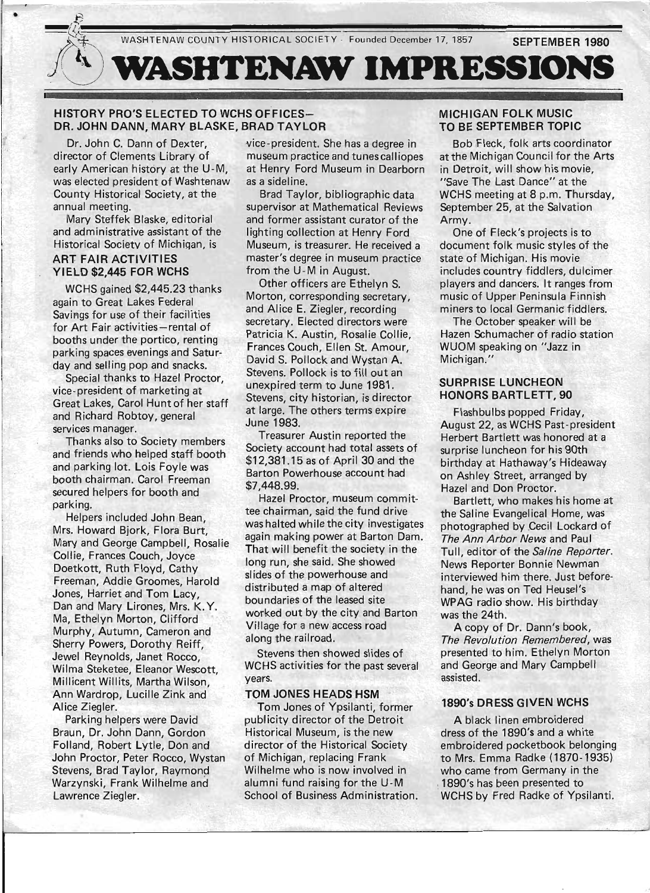WASHTENAW COUNTY HISTORICAL SOCIETY · Founded December 17, 1857 SEPTEMBER 1980

# WASHTENAW IMPRESSIONS

## HISTORY PRO'S ELECTED TO WCHS OFFICES— DR. JOHN DANN, MARY BLASKE, BRAD TAYLOR

Dr. John C. Dann of Dexter, director of Clements Library of early American history at the U-M, was elected president of Washtenaw County Historical Society, at the annual meeting.

Mary Steffek Blaske, editorial and administrative assistant of the Historical Society of Michigan, is vice-president. She has a degree in museum practice and tunes calliopes at Henry Ford Museum in Dearborn as a sideline.

Brad Taylor, bibliographic data supervisor at Mathematical Reviews and former assistant curator of the lighting collection at Henry Ford Museum, is treasurer. He received a master's degree in museum practice from the U-M in August.

Other officers are Ethelyn S. Morton, corresponding secretary, and Alice E. Ziegler, recording secretary. Elected directors were Patricia K. Austin, Rosalie Collie, Frances Couch, Ellen St. Amour, David S. Pollock and Wystan A. Stevens. Pollock is to fill out an unexpired term to June 1981. Stevens, city historian, is director at large. The others terms expire June 1983.

Treasurer Austin reported the Society account had total assets of $12,381.15 as of April 30 and the Barton Powerhouse account had $7,448.99.

Hazel Proctor, museum committee chairman, said the fund drive was halted while the city investigates again making power at Barton Dam. That will benefit the society in the long run, she said. She showed slides of the powerhouse and distributed a map of altered boundaries of the leased site worked out by the city and Barton Village for a new access road along the railroad.

Stevens then showed slides of WCHS activities for the past several years.

## ART FAIR ACTIVITIES YIELD $2,445 FOR WCHS

WCHS gained $2,445.23 thanks again to Great Lakes Federal Savings for use of their facilities for Art Fair activities—rental of booths under the portico, renting parking spaces evenings and Saturday and selling pop and snacks.

Special thanks to Hazel Proctor, vice-president of marketing at Great Lakes, Carol Hunt of her staff and Richard Robtoy, general services manager.

Thanks also to Society members and friends who helped staff booth and parking lot. Lois Foyle was booth chairman. Carol Freeman secured helpers for booth and parking.

Helpers included John Bean, Mrs. Howard Bjork, Flora Burt, Mary and George Campbell, Rosalie Collie, Frances Couch, Joyce Doetkott, Ruth Floyd, Cathy Freeman, Addie Groomes, Harold Jones, Harriet and Tom Lacy, Dan and Mary Lirones, Mrs. K.Y. Ma, Ethelyn Morton, Clifford Murphy, Autumn, Cameron and Sherry Powers, Dorothy Reiff, Jewel Reynolds, Janet Rocco, Wilma Steketee, Eleanor Wescott, Millicent Willits, Martha Wilson, Ann Wardrop, Lucille Zink and Alice Ziegler.

Parking helpers were David Braun, Dr. John Dann, Gordon Folland, Robert Lytle, Don and John Proctor, Peter Rocco, Wystan Stevens, Brad Taylor, Raymond Warzynski, Frank Wilhelme and Lawrence Ziegler.

## TOM JONES HEADS HSM

Tom Jones of Ypsilanti, former publicity director of the Detroit Historical Museum, is the new director of the Historical Society of Michigan, replacing Frank Wilhelme who is now involved in alumni fund raising for the U-M School of Business Administration.

## MICHIGAN FOLK MUSIC TO BE SEPTEMBER TOPIC

Bob Fleck, folk arts coordinator at the Michigan Council for the Arts in Detroit, will show his movie, "Save The Last Dance" at the WCHS meeting at 8 p.m. Thursday, September 25, at the Salvation Army.

One of Fleck's projects is to document folk music styles of the state of Michigan. His movie includes country fiddlers, dulcimer players and dancers. It ranges from music of Upper Peninsula Finnish miners to local Germanic fiddlers.

The October speaker will be Hazen Schumacher of radio station WUOM speaking on "Jazz in Michigan."

## SURPRISE LUNCHEON HONORS BARTLETT, 90

Flashbulbs popped Friday, August 22, as WCHS Past-president Herbert Bartlett was honored at a surprise luncheon for his 90th birthday at Hathaway's Hideaway on Ashley Street, arranged by Hazel and Don Proctor.

Bartlett, who makes his home at the Saline Evangelical Home, was photographed by Cecil Lockard of *The Ann Arbor News* and Paul Tull, editor of the *Saline Reporter*. News Reporter Bonnie Newman interviewed him there. Just beforehand, he was on Ted Heusel's WPAG radio show. His birthday was the 24th.

A copy of Dr. Dann's book, *The Revolution Remembered*, was presented to him. Ethelyn Morton and George and Mary Campbell assisted.

## 1890's DRESS GIVEN WCHS

A black linen embroidered dress of the 1890's and a white embroidered pocketbook belonging to Mrs. Emma Radke (1870-1935) who came from Germany in the 1890's has been presented to WCHS by Fred Radke of Ypsilanti.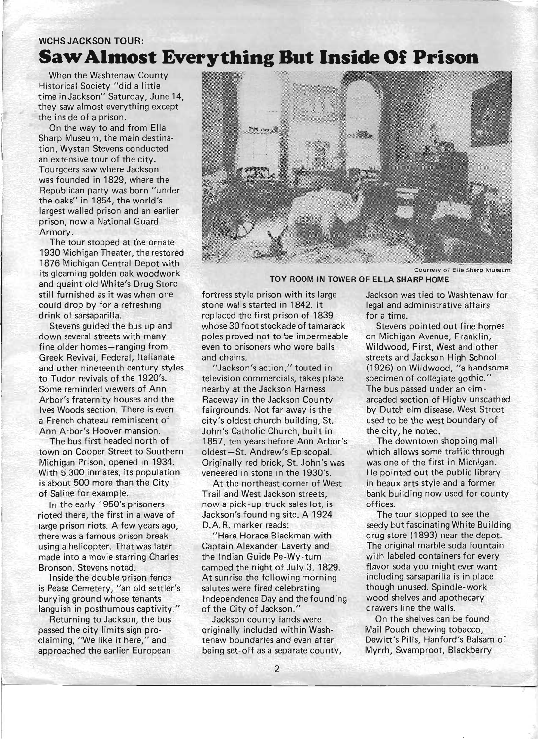WCHS JACKSON TOUR:

# Saw Almost Everything But Inside Of Prison

When the Washtenaw County Historical Society "did a little time in Jackson" Saturday, June 14, they saw almost everything except the inside of a prison.

On the way to and from Ella Sharp Museum, the main destination, Wystan Stevens conducted an extensive tour of the city. Tourgoers saw where Jackson was founded in 1829, where the Republican party was born "under the oaks" in 1854, the world's largest walled prison and an earlier prison, now a National Guard Armory.

The tour stopped at the ornate 1930 Michigan Theater, the restored 1876 Michigan Central Depot with its gleaming golden oak woodwork and quaint old White's Drug Store still furnished as it was when one could drop by for a refreshing drink of sarsaparilla.

Stevens guided the bus up and down several streets with many fine older homes—ranging from Greek Revival, Federal, Italianate and other nineteenth century styles to Tudor revivals of the 1920's. Some reminded viewers of Ann Arbor's fraternity houses and the Ives Woods section. There is even a French chateau reminiscent of Ann Arbor's Hoover mansion.

The bus first headed north of town on Cooper Street to Southern Michigan Prison, opened in 1934. With 5,300 inmates, its population is about 500 more than the City of Saline for example.

In the early 1950's prisoners rioted there, the first in a wave of large prison riots. A few years ago, there was a famous prison break using a helicopter. That was later made into a movie starring Charles Bronson, Stevens noted.

Inside the double prison fence is Pease Cemetery, "an old settler's burying ground whose tenants languish in posthumous captivity."

Returning to Jackson, the bus passed the city limits sign proclaiming, "We like it here," and approached the earlier European fortress style prison with its large stone walls started in 1842. It replaced the first prison of 1839 whose 30 foot stockade of tamarack poles proved not to be impermeable even to prisoners who wore balls and chains.

"Jackson's action," touted in television commercials, takes place nearby at the Jackson Harness Raceway in the Jackson County fairgrounds. Not far away is the city's oldest church building, St. John's Catholic Church, built in 1857, ten years before Ann Arbor's oldest—St. Andrew's Episcopal. Originally red brick, St. John's was veneered in stone in the 1930's.

At the northeast corner of West Trail and West Jackson streets, now a pick-up truck sales lot, is Jackson's founding site. A 1924 D.A.R. marker reads:

"Here Horace Blackman with Captain Alexander Laverty and the Indian Guide Pe-Wy-tum camped the night of July 3, 1829. At sunrise the following morning salutes were fired celebrating Independence Day and the founding of the City of Jackson."

Jackson county lands were originally included within Washtenaw boundaries and even after being set-off as a separate county, Jackson was tied to Washtenaw for legal and administrative affairs for a time.

Stevens pointed out fine homes on Michigan Avenue, Franklin, Wildwood, First, West and other streets and Jackson High School (1926) on Wildwood, "a handsome specimen of collegiate gothic." The bus passed under an elm-arcaded section of Higby unscathed by Dutch elm disease. West Street used to be the west boundary of the city, he noted.

The downtown shopping mall which allows some traffic through was one of the first in Michigan. He pointed out the public library in beaux arts style and a former bank building now used for county offices.

The tour stopped to see the seedy but fascinating White Building drug store (1893) near the depot. The original marble soda fountain with labeled containers for every flavor soda you might ever want including sarsaparilla is in place though unused. Spindle-work wood shelves and apothecary drawers line the walls.

On the shelves can be found Mail Pouch chewing tobacco, Dewitt's Pills, Hanford's Balsam of Myrrh, Swamproot, Blackberry

Courtesy of Ella Sharp Museum

TOY ROOM IN TOWER OF ELLA SHARP HOME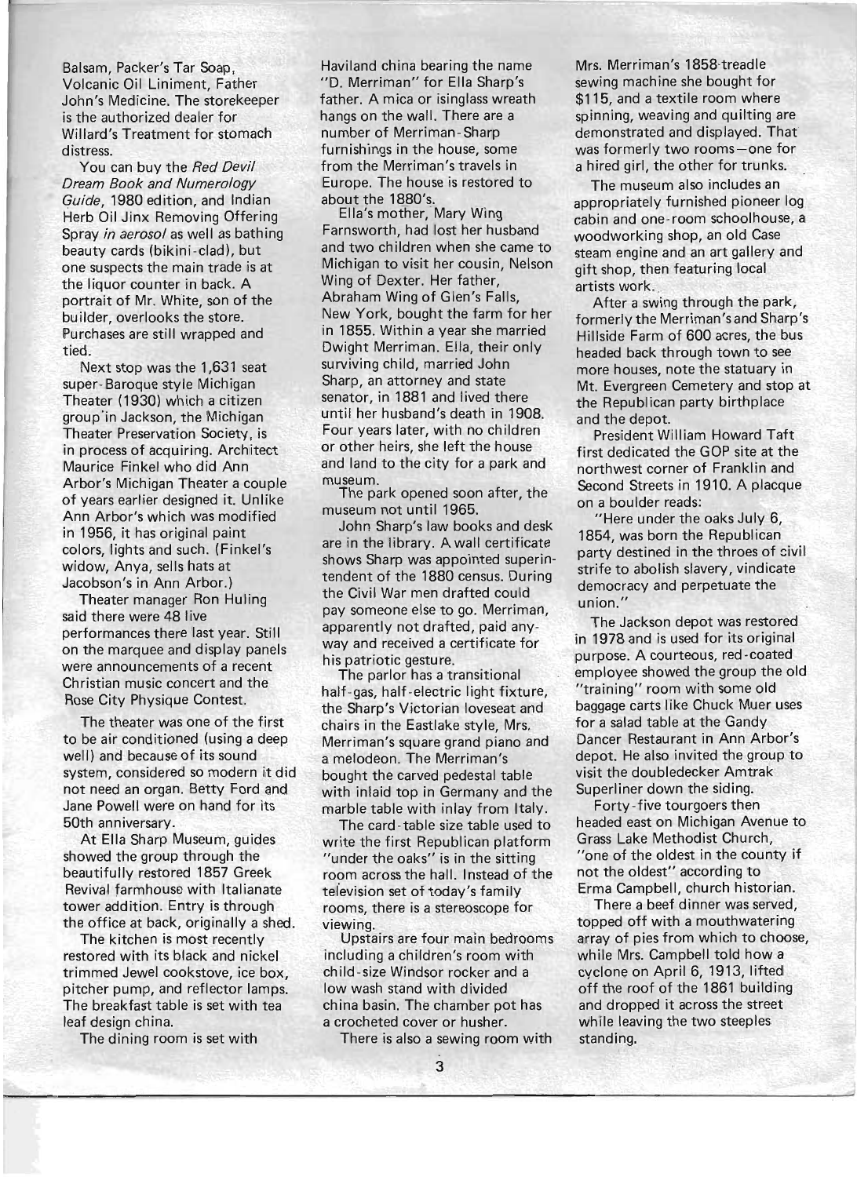Balsam, Packer's Tar Soap, Volcanic Oil Liniment, Father John's Medicine. The storekeeper is the authorized dealer for Willard's Treatment for stomach distress.

You can buy the *Red Devil Dream Book and Numerology Guide*, 1980 edition, and Indian Herb Oil Jinx Removing Offering Spray *in aerosol* as well as bathing beauty cards (bikini-clad), but one suspects the main trade is at the liquor counter in back. A portrait of Mr. White, son of the builder, overlooks the store. Purchases are still wrapped and tied.

Next stop was the 1,631 seat super-Baroque style Michigan Theater (1930) which a citizen group in Jackson, the Michigan Theater Preservation Society, is in process of acquiring. Architect Maurice Finkel who did Ann Arbor's Michigan Theater a couple of years earlier designed it. Unlike Ann Arbor's which was modified in 1956, it has original paint colors, lights and such. (Finkel's widow, Anya, sells hats at Jacobson's in Ann Arbor.)

Theater manager Ron Huling said there were 48 live performances there last year. Still on the marquee and display panels were announcements of a recent Christian music concert and the Rose City Physique Contest.

The theater was one of the first to be air conditioned (using a deep well) and because of its sound system, considered so modern it did not need an organ. Betty Ford and Jane Powell were on hand for its 50th anniversary.

At Ella Sharp Museum, guides showed the group through the beautifully restored 1857 Greek Revival farmhouse with Italianate tower addition. Entry is through the office at back, originally a shed.

The kitchen is most recently restored with its black and nickel trimmed Jewel cookstove, ice box, pitcher pump, and reflector lamps. The breakfast table is set with tea leaf design china.

The dining room is set with Haviland china bearing the name "D. Merriman" for Ella Sharp's father. A mica or isinglass wreath hangs on the wall. There are a number of Merriman-Sharp furnishings in the house, some from the Merriman's travels in Europe. The house is restored to about the 1880's.

Ella's mother, Mary Wing Farnsworth, had lost her husband and two children when she came to Michigan to visit her cousin, Nelson Wing of Dexter. Her father, Abraham Wing of Glen's Falls, New York, bought the farm for her in 1855. Within a year she married Dwight Merriman. Ella, their only surviving child, married John Sharp, an attorney and state senator, in 1881 and lived there until her husband's death in 1908. Four years later, with no children or other heirs, she left the house and land to the city for a park and museum.

The park opened soon after, the museum not until 1965.

John Sharp's law books and desk are in the library. A wall certificate shows Sharp was appointed superintendent of the 1880 census. During the Civil War men drafted could pay someone else to go. Merriman, apparently not drafted, paid anyway and received a certificate for his patriotic gesture.

The parlor has a transitional half-gas, half-electric light fixture, the Sharp's Victorian loveseat and chairs in the Eastlake style, Mrs. Merriman's square grand piano and a melodeon. The Merriman's bought the carved pedestal table with inlaid top in Germany and the marble table with inlay from Italy.

The card-table size table used to write the first Republican platform "under the oaks" is in the sitting room across the hall. Instead of the television set of today's family rooms, there is a stereoscope for viewing.

Upstairs are four main bedrooms including a children's room with child-size Windsor rocker and a low wash stand with divided china basin. The chamber pot has a crocheted cover or husher.

There is also a sewing room with Mrs. Merriman's 1858 treadle sewing machine she bought for $115, and a textile room where spinning, weaving and quilting are demonstrated and displayed. That was formerly two rooms—one for a hired girl, the other for trunks.

The museum also includes an appropriately furnished pioneer log cabin and one-room schoolhouse, a woodworking shop, an old Case steam engine and an art gallery and gift shop, then featuring local artists work.

After a swing through the park, formerly the Merriman's and Sharp's Hillside Farm of 600 acres, the bus headed back through town to see more houses, note the statuary in Mt. Evergreen Cemetery and stop at the Republican party birthplace and the depot.

President William Howard Taft first dedicated the GOP site at the northwest corner of Franklin and Second Streets in 1910. A placque on a boulder reads:

"Here under the oaks July 6, 1854, was born the Republican party destined in the throes of civil strife to abolish slavery, vindicate democracy and perpetuate the union."

The Jackson depot was restored in 1978 and is used for its original purpose. A courteous, red-coated employee showed the group the old "training" room with some old baggage carts like Chuck Muer uses for a salad table at the Gandy Dancer Restaurant in Ann Arbor's depot. He also invited the group to visit the doubledecker Amtrak Superliner down the siding.

Forty-five tourgoers then headed east on Michigan Avenue to Grass Lake Methodist Church, "one of the oldest in the county if not the oldest" according to Erma Campbell, church historian.

There a beef dinner was served, topped off with a mouthwatering array of pies from which to choose, while Mrs. Campbell told how a cyclone on April 6, 1913, lifted off the roof of the 1861 building and dropped it across the street while leaving the two steeples standing.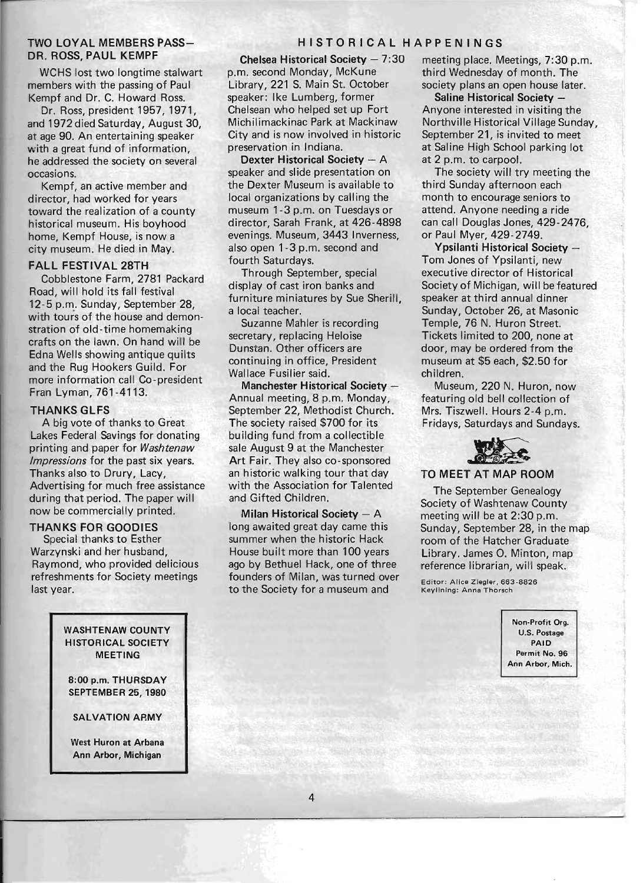## TWO LOYAL MEMBERS PASS—DR. ROSS, PAUL KEMPF

WCHS lost two longtime stalwart members with the passing of Paul Kempf and Dr. C. Howard Ross.

Dr. Ross, president 1957, 1971, and 1972 died Saturday, August 30, at age 90. An entertaining speaker with a great fund of information, he addressed the society on several occasions.

Kempf, an active member and director, had worked for years toward the realization of a county historical museum. His boyhood home, Kempf House, is now a city museum. He died in May.

## FALL FESTIVAL 28TH

Cobblestone Farm, 2781 Packard Road, will hold its fall festival 12-5 p.m. Sunday, September 28, with tours of the house and demonstration of old-time homemaking crafts on the lawn. On hand will be Edna Wells showing antique quilts and the Rug Hookers Guild. For more information call Co-president Fran Lyman, 761-4113.

## THANKS GLFS

A big vote of thanks to Great Lakes Federal Savings for donating printing and paper for *Washtenaw Impressions* for the past six years. Thanks also to Drury, Lacy, Advertising for much free assistance during that period. The paper will now be commercially printed.

## THANKS FOR GOODIES

Special thanks to Esther Warzynski and her husband, Raymond, who provided delicious refreshments for Society meetings last year.

**WASHTENAW COUNTY HISTORICAL SOCIETY MEETING**

**8:00 p.m. THURSDAY SEPTEMBER 25, 1980**

**SALVATION ARMY**

**West Huron at Arbana**
**Ann Arbor, Michigan**

## HISTORICAL HAPPENINGS

**Chelsea Historical Society** — 7:30 p.m. second Monday, McKune Library, 221 S. Main St. October speaker: Ike Lumberg, former Chelsean who helped set up Fort Michilimackinac Park at Mackinaw City and is now involved in historic preservation in Indiana.

**Dexter Historical Society** — A speaker and slide presentation on the Dexter Museum is available to local organizations by calling the museum 1-3 p.m. on Tuesdays or director, Sarah Frank, at 426-4898 evenings. Museum, 3443 Inverness, also open 1-3 p.m. second and fourth Saturdays.

Through September, special display of cast iron banks and furniture miniatures by Sue Sherill, a local teacher.

Suzanne Mahler is recording secretary, replacing Heloise Dunstan. Other officers are continuing in office, President Wallace Fusilier said.

**Manchester Historical Society** — Annual meeting, 8 p.m. Monday, September 22, Methodist Church. The society raised $700 for its building fund from a collectible sale August 9 at the Manchester Art Fair. They also co-sponsored an historic walking tour that day with the Association for Talented and Gifted Children.

**Milan Historical Society** — A long awaited great day came this summer when the historic Hack House built more than 100 years ago by Bethuel Hack, one of three founders of Milan, was turned over to the Society for a museum and meeting place. Meetings, 7:30 p.m. third Wednesday of month. The society plans an open house later.

**Saline Historical Society** — Anyone interested in visiting the Northville Historical Village Sunday, September 21, is invited to meet at Saline High School parking lot at 2 p.m. to carpool.

The society will try meeting the third Sunday afternoon each month to encourage seniors to attend. Anyone needing a ride can call Douglas Jones, 429-2476, or Paul Myer, 429-2749.

**Ypsilanti Historical Society** — Tom Jones of Ypsilanti, new executive director of Historical Society of Michigan, will be featured speaker at third annual dinner Sunday, October 26, at Masonic Temple, 76 N. Huron Street. Tickets limited to 200, none at door, may be ordered from the museum at $5 each, $2.50 for children.

Museum, 220 N. Huron, now featuring old bell collection of Mrs. Tiszwell. Hours 2-4 p.m. Fridays, Saturdays and Sundays.

## TO MEET AT MAP ROOM

The September Genealogy Society of Washtenaw County meeting will be at 2:30 p.m. Sunday, September 28, in the map room of the Hatcher Graduate Library. James O. Minton, map reference librarian, will speak.

Editor: Alice Ziegler, 663-8826
Keylining: Anna Thorsch

Non-Profit Org.
U.S. Postage
PAID
Permit No. 96
Ann Arbor, Mich.